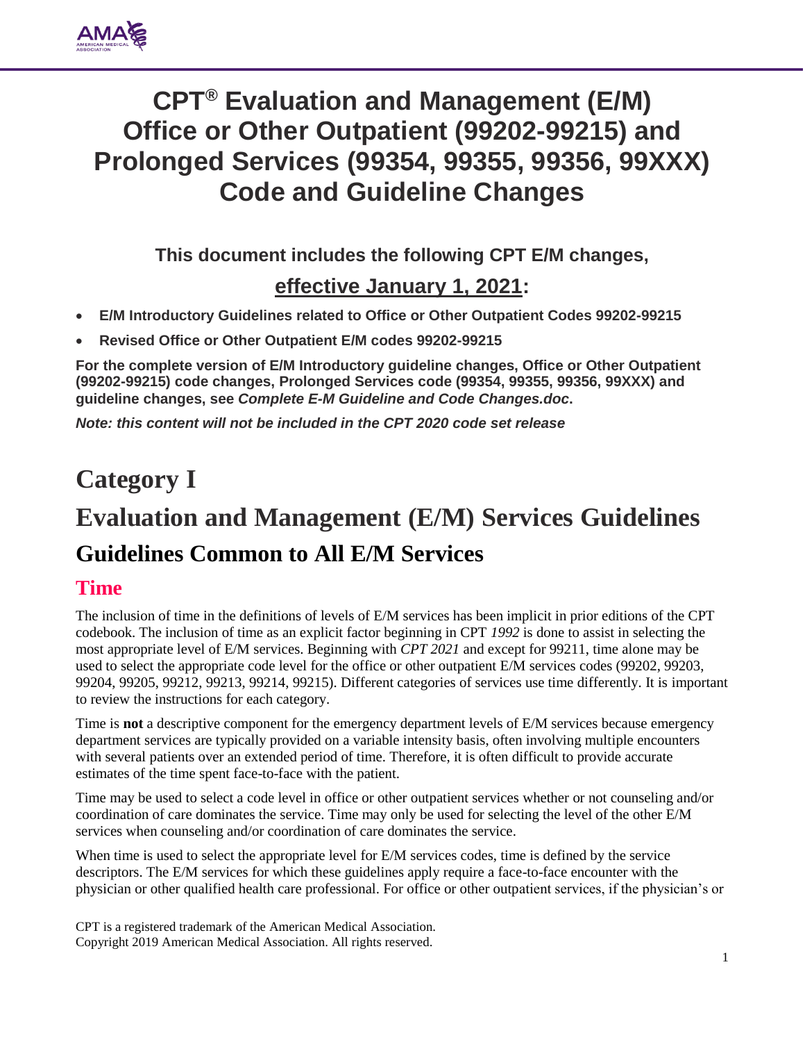# CPT® Evaluation and Management (E/M) Office or Other Outpatient (99202-99215) and Prolonged Services (99354, 99355, 99356, 99XXX) Code and Guideline Changes

**This document includes the following CPT E/M changes,**

**effective January 1, 2021:**

- **E/M Introductory Guidelines related to Office or Other Outpatient Codes 99202-99215**
- **Revised Office or Other Outpatient E/M codes 99202-99215**

**For the complete version of E/M Introductory guideline changes, Office or Other Outpatient (99202-99215) code changes, Prolonged Services code (99354, 99355, 99356, 99XXX) and guideline changes, see *Complete E-M Guideline and Code Changes.doc*.**

***Note: this content will not be included in the CPT 2020 code set release***

# Category I

# Evaluation and Management (E/M) Services Guidelines

## Guidelines Common to All E/M Services

### Time

The inclusion of time in the definitions of levels of E/M services has been implicit in prior editions of the CPT codebook. The inclusion of time as an explicit factor beginning in CPT *1992* is done to assist in selecting the most appropriate level of E/M services. Beginning with *CPT 2021* and except for 99211, time alone may be used to select the appropriate code level for the office or other outpatient E/M services codes (99202, 99203, 99204, 99205, 99212, 99213, 99214, 99215). Different categories of services use time differently. It is important to review the instructions for each category.

Time is **not** a descriptive component for the emergency department levels of E/M services because emergency department services are typically provided on a variable intensity basis, often involving multiple encounters with several patients over an extended period of time. Therefore, it is often difficult to provide accurate estimates of the time spent face-to-face with the patient.

Time may be used to select a code level in office or other outpatient services whether or not counseling and/or coordination of care dominates the service. Time may only be used for selecting the level of the other E/M services when counseling and/or coordination of care dominates the service.

When time is used to select the appropriate level for E/M services codes, time is defined by the service descriptors. The E/M services for which these guidelines apply require a face-to-face encounter with the physician or other qualified health care professional. For office or other outpatient services, if the physician's or

CPT is a registered trademark of the American Medical Association.
Copyright 2019 American Medical Association. All rights reserved.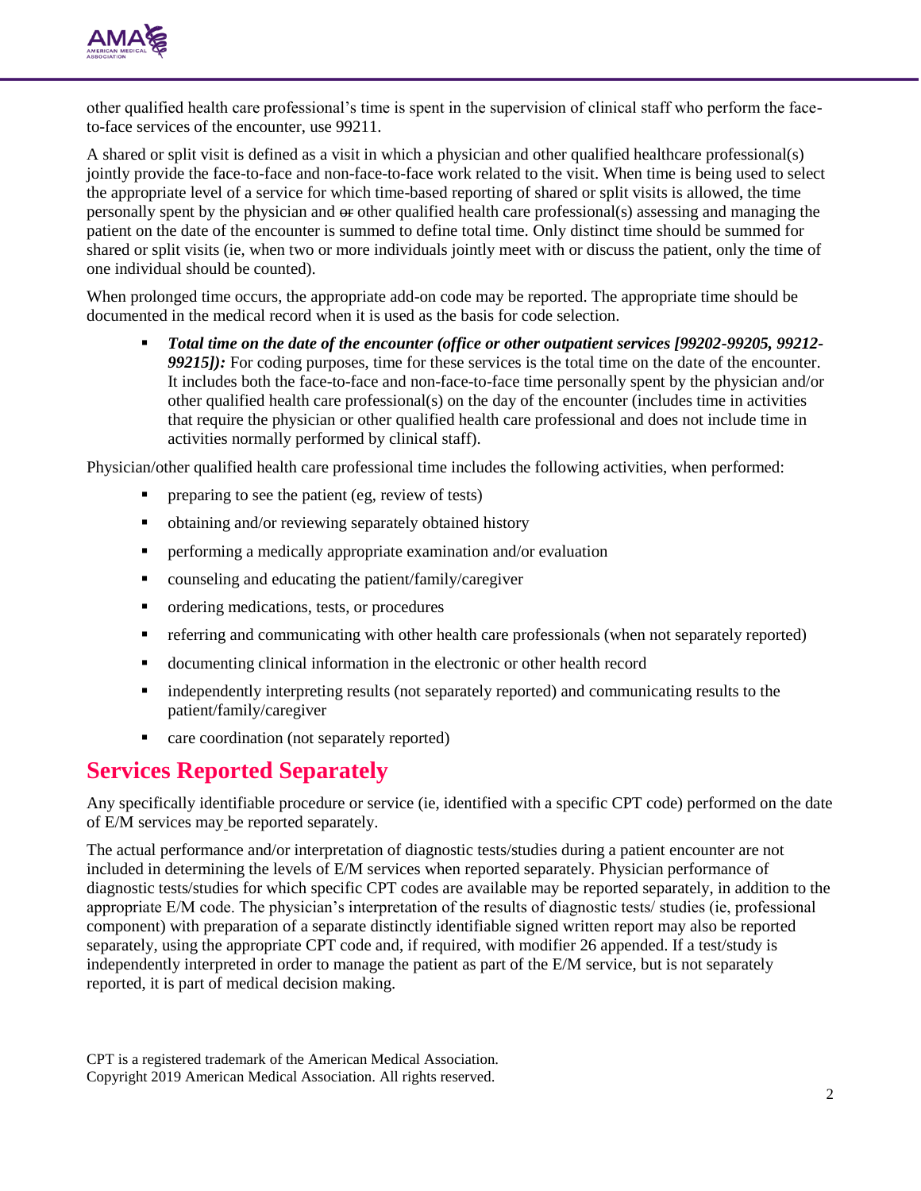other qualified health care professional's time is spent in the supervision of clinical staff who perform the face-to-face services of the encounter, use 99211.

A shared or split visit is defined as a visit in which a physician and other qualified healthcare professional(s) jointly provide the face-to-face and non-face-to-face work related to the visit. When time is being used to select the appropriate level of a service for which time-based reporting of shared or split visits is allowed, the time personally spent by the physician and ~~or~~ other qualified health care professional(s) assessing and managing the patient on the date of the encounter is summed to define total time. Only distinct time should be summed for shared or split visits (ie, when two or more individuals jointly meet with or discuss the patient, only the time of one individual should be counted).

When prolonged time occurs, the appropriate add-on code may be reported. The appropriate time should be documented in the medical record when it is used as the basis for code selection.

- ***Total time on the date of the encounter (office or other outpatient services [99202-99205, 99212-99215]):*** For coding purposes, time for these services is the total time on the date of the encounter. It includes both the face-to-face and non-face-to-face time personally spent by the physician and/or other qualified health care professional(s) on the day of the encounter (includes time in activities that require the physician or other qualified health care professional and does not include time in activities normally performed by clinical staff).

Physician/other qualified health care professional time includes the following activities, when performed:

- preparing to see the patient (eg, review of tests)
- obtaining and/or reviewing separately obtained history
- performing a medically appropriate examination and/or evaluation
- counseling and educating the patient/family/caregiver
- ordering medications, tests, or procedures
- referring and communicating with other health care professionals (when not separately reported)
- documenting clinical information in the electronic or other health record
- independently interpreting results (not separately reported) and communicating results to the patient/family/caregiver
- care coordination (not separately reported)

## Services Reported Separately

Any specifically identifiable procedure or service (ie, identified with a specific CPT code) performed on the date of E/M services may be reported separately.

The actual performance and/or interpretation of diagnostic tests/studies during a patient encounter are not included in determining the levels of E/M services when reported separately. Physician performance of diagnostic tests/studies for which specific CPT codes are available may be reported separately, in addition to the appropriate E/M code. The physician's interpretation of the results of diagnostic tests/ studies (ie, professional component) with preparation of a separate distinctly identifiable signed written report may also be reported separately, using the appropriate CPT code and, if required, with modifier 26 appended. If a test/study is independently interpreted in order to manage the patient as part of the E/M service, but is not separately reported, it is part of medical decision making.

CPT is a registered trademark of the American Medical Association.
Copyright 2019 American Medical Association. All rights reserved.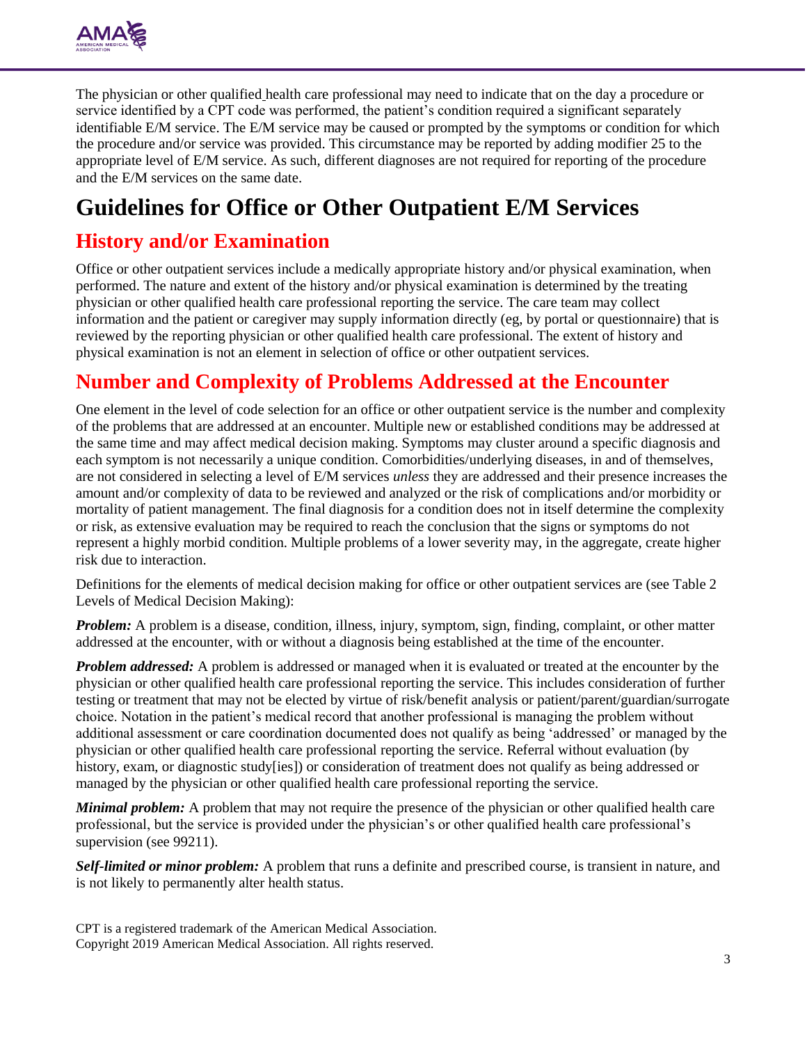The physician or other qualified health care professional may need to indicate that on the day a procedure or service identified by a CPT code was performed, the patient's condition required a significant separately identifiable E/M service. The E/M service may be caused or prompted by the symptoms or condition for which the procedure and/or service was provided. This circumstance may be reported by adding modifier 25 to the appropriate level of E/M service. As such, different diagnoses are not required for reporting of the procedure and the E/M services on the same date.

# Guidelines for Office or Other Outpatient E/M Services

## History and/or Examination

Office or other outpatient services include a medically appropriate history and/or physical examination, when performed. The nature and extent of the history and/or physical examination is determined by the treating physician or other qualified health care professional reporting the service. The care team may collect information and the patient or caregiver may supply information directly (eg, by portal or questionnaire) that is reviewed by the reporting physician or other qualified health care professional. The extent of history and physical examination is not an element in selection of office or other outpatient services.

## Number and Complexity of Problems Addressed at the Encounter

One element in the level of code selection for an office or other outpatient service is the number and complexity of the problems that are addressed at an encounter. Multiple new or established conditions may be addressed at the same time and may affect medical decision making. Symptoms may cluster around a specific diagnosis and each symptom is not necessarily a unique condition. Comorbidities/underlying diseases, in and of themselves, are not considered in selecting a level of E/M services *unless* they are addressed and their presence increases the amount and/or complexity of data to be reviewed and analyzed or the risk of complications and/or morbidity or mortality of patient management. The final diagnosis for a condition does not in itself determine the complexity or risk, as extensive evaluation may be required to reach the conclusion that the signs or symptoms do not represent a highly morbid condition. Multiple problems of a lower severity may, in the aggregate, create higher risk due to interaction.

Definitions for the elements of medical decision making for office or other outpatient services are (see Table 2 Levels of Medical Decision Making):

***Problem:*** A problem is a disease, condition, illness, injury, symptom, sign, finding, complaint, or other matter addressed at the encounter, with or without a diagnosis being established at the time of the encounter.

***Problem addressed:*** A problem is addressed or managed when it is evaluated or treated at the encounter by the physician or other qualified health care professional reporting the service. This includes consideration of further testing or treatment that may not be elected by virtue of risk/benefit analysis or patient/parent/guardian/surrogate choice. Notation in the patient's medical record that another professional is managing the problem without additional assessment or care coordination documented does not qualify as being 'addressed' or managed by the physician or other qualified health care professional reporting the service. Referral without evaluation (by history, exam, or diagnostic study[ies]) or consideration of treatment does not qualify as being addressed or managed by the physician or other qualified health care professional reporting the service.

***Minimal problem:*** A problem that may not require the presence of the physician or other qualified health care professional, but the service is provided under the physician's or other qualified health care professional's supervision (see 99211).

***Self-limited or minor problem:*** A problem that runs a definite and prescribed course, is transient in nature, and is not likely to permanently alter health status.

CPT is a registered trademark of the American Medical Association.
Copyright 2019 American Medical Association. All rights reserved.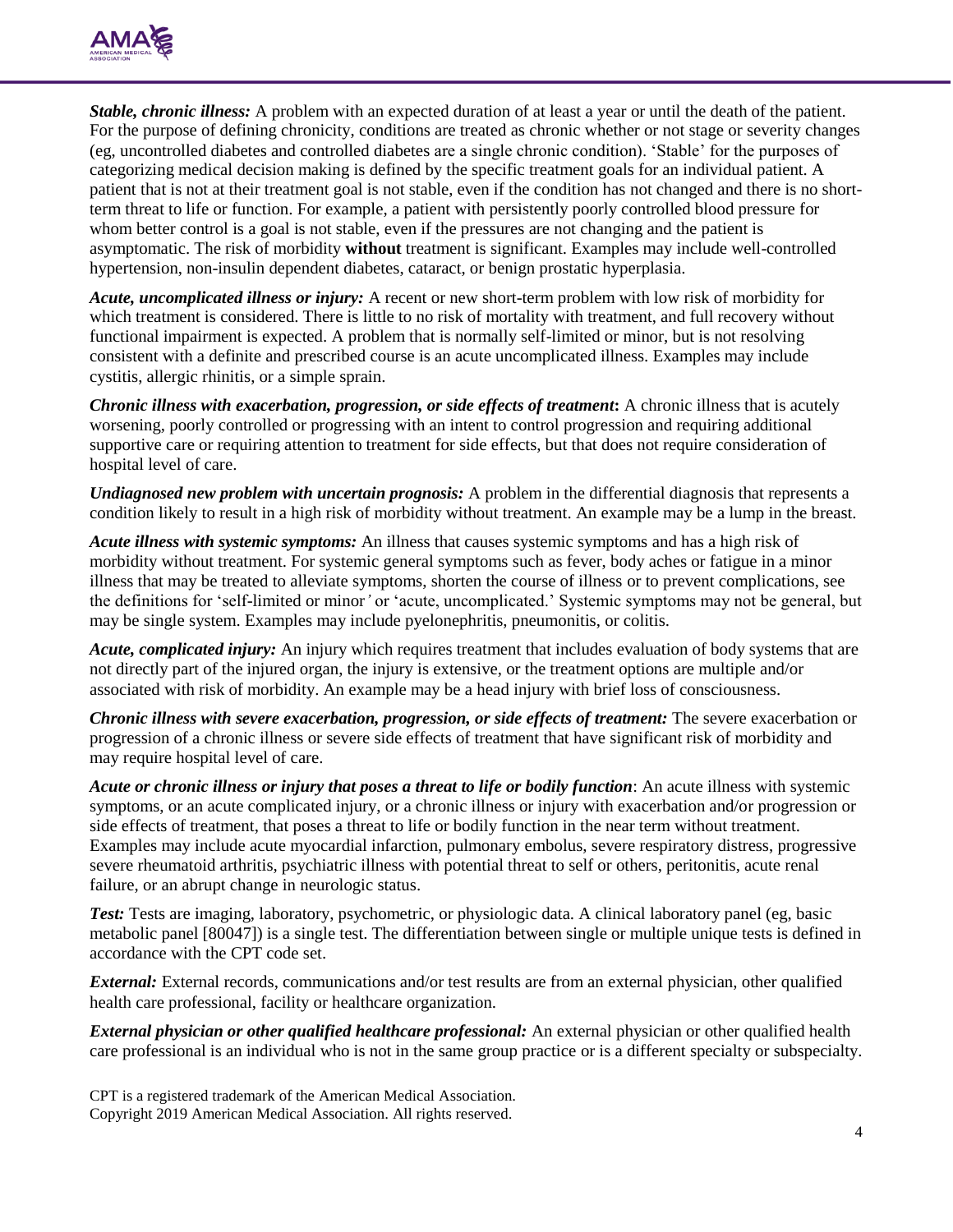***Stable, chronic illness:*** A problem with an expected duration of at least a year or until the death of the patient. For the purpose of defining chronicity, conditions are treated as chronic whether or not stage or severity changes (eg, uncontrolled diabetes and controlled diabetes are a single chronic condition). 'Stable' for the purposes of categorizing medical decision making is defined by the specific treatment goals for an individual patient. A patient that is not at their treatment goal is not stable, even if the condition has not changed and there is no short-term threat to life or function. For example, a patient with persistently poorly controlled blood pressure for whom better control is a goal is not stable, even if the pressures are not changing and the patient is asymptomatic. The risk of morbidity **without** treatment is significant. Examples may include well-controlled hypertension, non-insulin dependent diabetes, cataract, or benign prostatic hyperplasia.

***Acute, uncomplicated illness or injury:*** A recent or new short-term problem with low risk of morbidity for which treatment is considered. There is little to no risk of mortality with treatment, and full recovery without functional impairment is expected. A problem that is normally self-limited or minor, but is not resolving consistent with a definite and prescribed course is an acute uncomplicated illness. Examples may include cystitis, allergic rhinitis, or a simple sprain.

***Chronic illness with exacerbation, progression, or side effects of treatment*:** A chronic illness that is acutely worsening, poorly controlled or progressing with an intent to control progression and requiring additional supportive care or requiring attention to treatment for side effects, but that does not require consideration of hospital level of care.

***Undiagnosed new problem with uncertain prognosis:*** A problem in the differential diagnosis that represents a condition likely to result in a high risk of morbidity without treatment. An example may be a lump in the breast.

***Acute illness with systemic symptoms:*** An illness that causes systemic symptoms and has a high risk of morbidity without treatment. For systemic general symptoms such as fever, body aches or fatigue in a minor illness that may be treated to alleviate symptoms, shorten the course of illness or to prevent complications, see the definitions for 'self-limited or minor' or 'acute, uncomplicated.' Systemic symptoms may not be general, but may be single system. Examples may include pyelonephritis, pneumonitis, or colitis.

***Acute, complicated injury:*** An injury which requires treatment that includes evaluation of body systems that are not directly part of the injured organ, the injury is extensive, or the treatment options are multiple and/or associated with risk of morbidity. An example may be a head injury with brief loss of consciousness.

***Chronic illness with severe exacerbation, progression, or side effects of treatment:*** The severe exacerbation or progression of a chronic illness or severe side effects of treatment that have significant risk of morbidity and may require hospital level of care.

***Acute or chronic illness or injury that poses a threat to life or bodily function***: An acute illness with systemic symptoms, or an acute complicated injury, or a chronic illness or injury with exacerbation and/or progression or side effects of treatment, that poses a threat to life or bodily function in the near term without treatment. Examples may include acute myocardial infarction, pulmonary embolus, severe respiratory distress, progressive severe rheumatoid arthritis, psychiatric illness with potential threat to self or others, peritonitis, acute renal failure, or an abrupt change in neurologic status.

***Test:*** Tests are imaging, laboratory, psychometric, or physiologic data. A clinical laboratory panel (eg, basic metabolic panel [80047]) is a single test. The differentiation between single or multiple unique tests is defined in accordance with the CPT code set.

***External:*** External records, communications and/or test results are from an external physician, other qualified health care professional, facility or healthcare organization.

***External physician or other qualified healthcare professional:*** An external physician or other qualified health care professional is an individual who is not in the same group practice or is a different specialty or subspecialty.

CPT is a registered trademark of the American Medical Association.
Copyright 2019 American Medical Association. All rights reserved.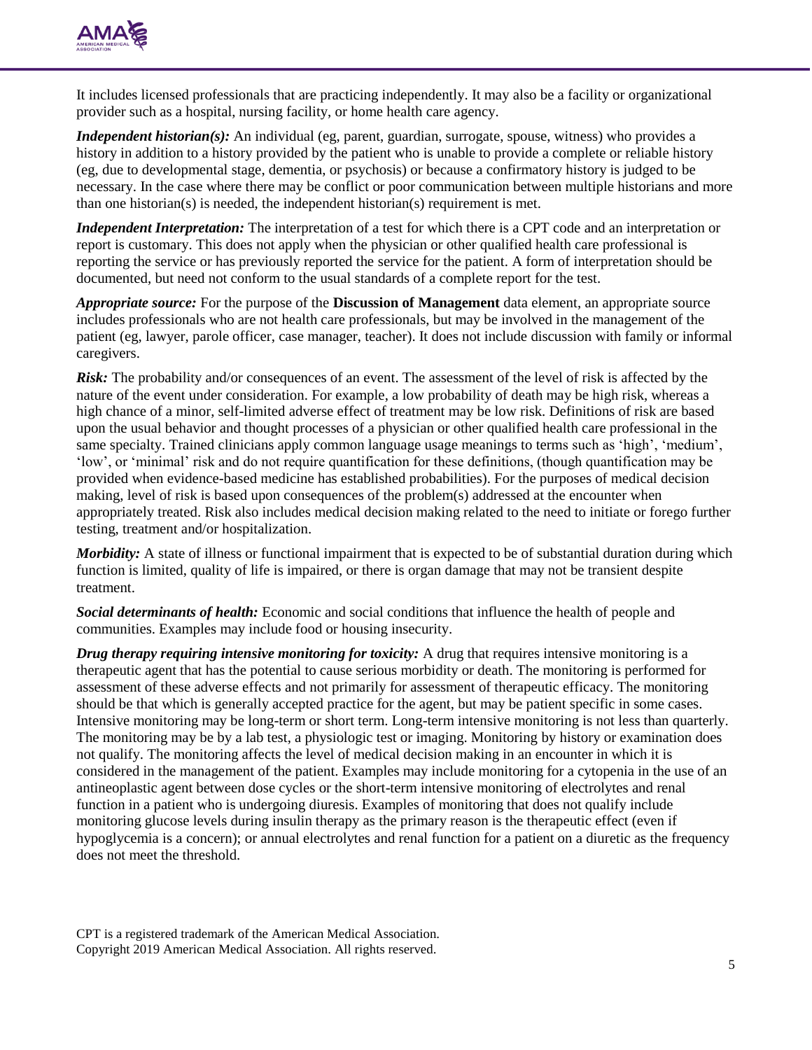It includes licensed professionals that are practicing independently. It may also be a facility or organizational provider such as a hospital, nursing facility, or home health care agency.

***Independent historian(s):*** An individual (eg, parent, guardian, surrogate, spouse, witness) who provides a history in addition to a history provided by the patient who is unable to provide a complete or reliable history (eg, due to developmental stage, dementia, or psychosis) or because a confirmatory history is judged to be necessary. In the case where there may be conflict or poor communication between multiple historians and more than one historian(s) is needed, the independent historian(s) requirement is met.

***Independent Interpretation:*** The interpretation of a test for which there is a CPT code and an interpretation or report is customary. This does not apply when the physician or other qualified health care professional is reporting the service or has previously reported the service for the patient. A form of interpretation should be documented, but need not conform to the usual standards of a complete report for the test.

***Appropriate source:*** For the purpose of the **Discussion of Management** data element, an appropriate source includes professionals who are not health care professionals, but may be involved in the management of the patient (eg, lawyer, parole officer, case manager, teacher). It does not include discussion with family or informal caregivers.

***Risk:*** The probability and/or consequences of an event. The assessment of the level of risk is affected by the nature of the event under consideration. For example, a low probability of death may be high risk, whereas a high chance of a minor, self-limited adverse effect of treatment may be low risk. Definitions of risk are based upon the usual behavior and thought processes of a physician or other qualified health care professional in the same specialty. Trained clinicians apply common language usage meanings to terms such as 'high', 'medium', 'low', or 'minimal' risk and do not require quantification for these definitions, (though quantification may be provided when evidence-based medicine has established probabilities). For the purposes of medical decision making, level of risk is based upon consequences of the problem(s) addressed at the encounter when appropriately treated. Risk also includes medical decision making related to the need to initiate or forego further testing, treatment and/or hospitalization.

***Morbidity:*** A state of illness or functional impairment that is expected to be of substantial duration during which function is limited, quality of life is impaired, or there is organ damage that may not be transient despite treatment.

***Social determinants of health:*** Economic and social conditions that influence the health of people and communities. Examples may include food or housing insecurity.

***Drug therapy requiring intensive monitoring for toxicity:*** A drug that requires intensive monitoring is a therapeutic agent that has the potential to cause serious morbidity or death. The monitoring is performed for assessment of these adverse effects and not primarily for assessment of therapeutic efficacy. The monitoring should be that which is generally accepted practice for the agent, but may be patient specific in some cases. Intensive monitoring may be long-term or short term. Long-term intensive monitoring is not less than quarterly. The monitoring may be by a lab test, a physiologic test or imaging. Monitoring by history or examination does not qualify. The monitoring affects the level of medical decision making in an encounter in which it is considered in the management of the patient. Examples may include monitoring for a cytopenia in the use of an antineoplastic agent between dose cycles or the short-term intensive monitoring of electrolytes and renal function in a patient who is undergoing diuresis. Examples of monitoring that does not qualify include monitoring glucose levels during insulin therapy as the primary reason is the therapeutic effect (even if hypoglycemia is a concern); or annual electrolytes and renal function for a patient on a diuretic as the frequency does not meet the threshold.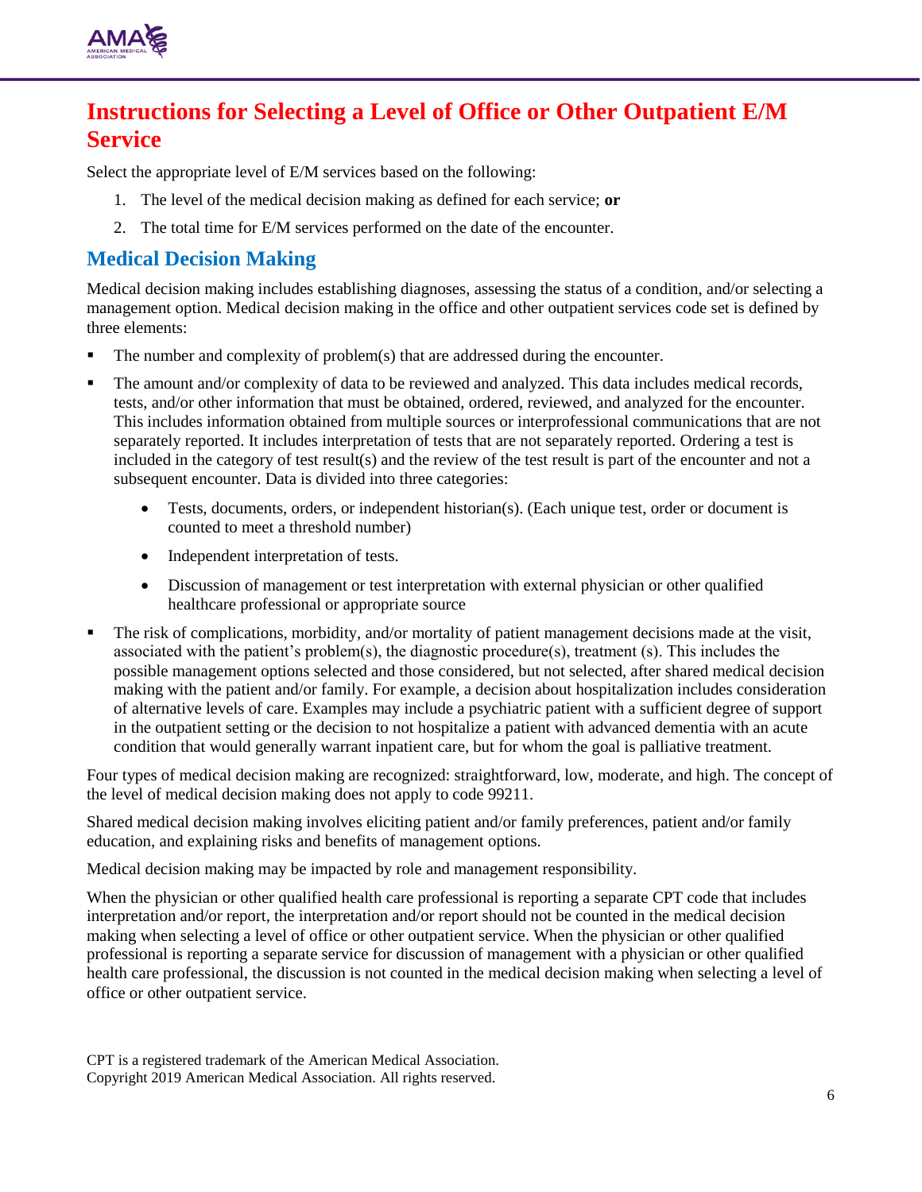# Instructions for Selecting a Level of Office or Other Outpatient E/M Service

Select the appropriate level of E/M services based on the following:

1. The level of the medical decision making as defined for each service; **or**
2. The total time for E/M services performed on the date of the encounter.

## Medical Decision Making

Medical decision making includes establishing diagnoses, assessing the status of a condition, and/or selecting a management option. Medical decision making in the office and other outpatient services code set is defined by three elements:

- The number and complexity of problem(s) that are addressed during the encounter.
- The amount and/or complexity of data to be reviewed and analyzed. This data includes medical records, tests, and/or other information that must be obtained, ordered, reviewed, and analyzed for the encounter. This includes information obtained from multiple sources or interprofessional communications that are not separately reported. It includes interpretation of tests that are not separately reported. Ordering a test is included in the category of test result(s) and the review of the test result is part of the encounter and not a subsequent encounter. Data is divided into three categories:
  - Tests, documents, orders, or independent historian(s). (Each unique test, order or document is counted to meet a threshold number)
  - Independent interpretation of tests.
  - Discussion of management or test interpretation with external physician or other qualified healthcare professional or appropriate source
- The risk of complications, morbidity, and/or mortality of patient management decisions made at the visit, associated with the patient's problem(s), the diagnostic procedure(s), treatment (s). This includes the possible management options selected and those considered, but not selected, after shared medical decision making with the patient and/or family. For example, a decision about hospitalization includes consideration of alternative levels of care. Examples may include a psychiatric patient with a sufficient degree of support in the outpatient setting or the decision to not hospitalize a patient with advanced dementia with an acute condition that would generally warrant inpatient care, but for whom the goal is palliative treatment.

Four types of medical decision making are recognized: straightforward, low, moderate, and high. The concept of the level of medical decision making does not apply to code 99211.

Shared medical decision making involves eliciting patient and/or family preferences, patient and/or family education, and explaining risks and benefits of management options.

Medical decision making may be impacted by role and management responsibility.

When the physician or other qualified health care professional is reporting a separate CPT code that includes interpretation and/or report, the interpretation and/or report should not be counted in the medical decision making when selecting a level of office or other outpatient service. When the physician or other qualified professional is reporting a separate service for discussion of management with a physician or other qualified health care professional, the discussion is not counted in the medical decision making when selecting a level of office or other outpatient service.

CPT is a registered trademark of the American Medical Association.
Copyright 2019 American Medical Association. All rights reserved.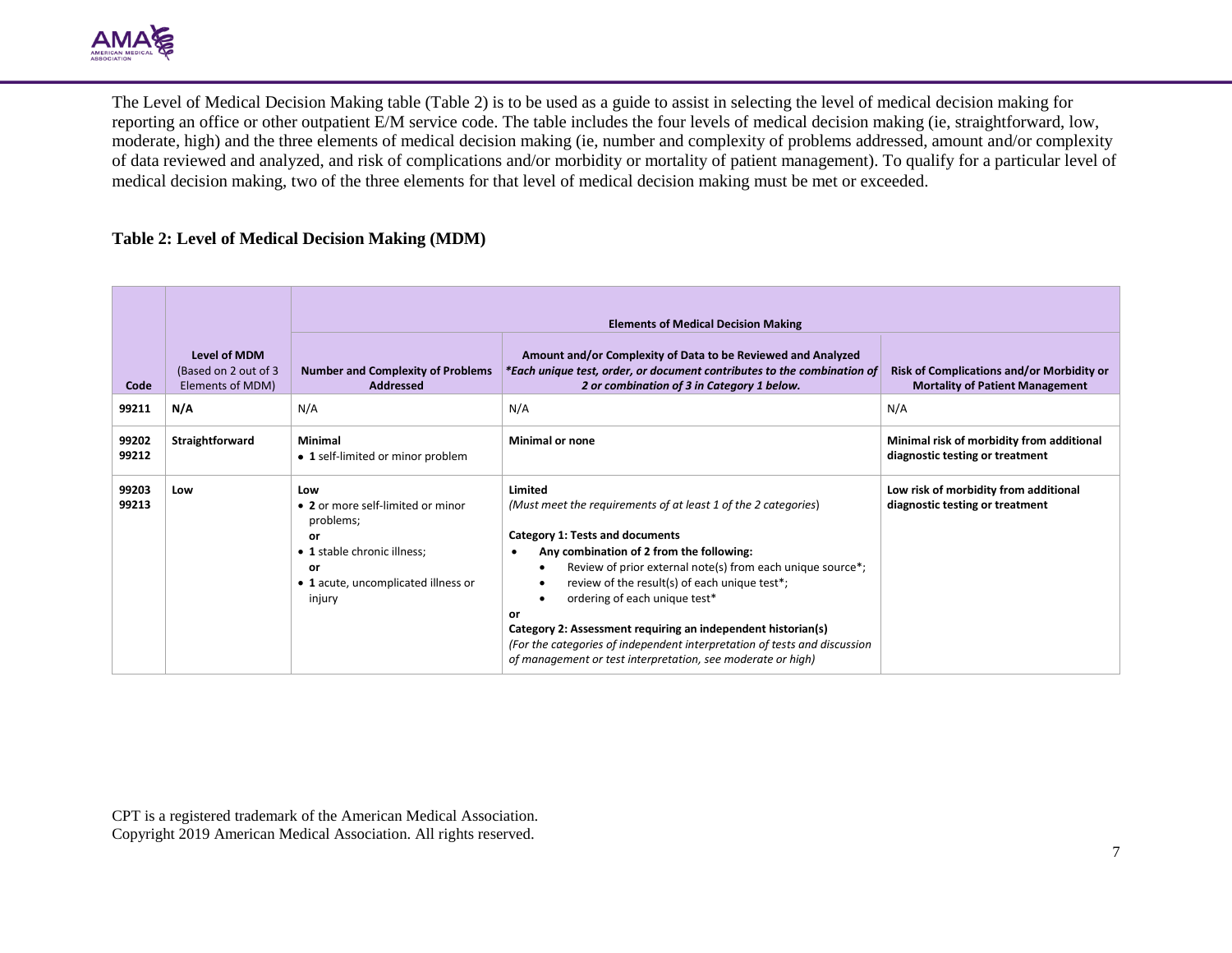The Level of Medical Decision Making table (Table 2) is to be used as a guide to assist in selecting the level of medical decision making for reporting an office or other outpatient E/M service code. The table includes the four levels of medical decision making (ie, straightforward, low, moderate, high) and the three elements of medical decision making (ie, number and complexity of problems addressed, amount and/or complexity of data reviewed and analyzed, and risk of complications and/or morbidity or mortality of patient management). To qualify for a particular level of medical decision making, two of the three elements for that level of medical decision making must be met or exceeded.

**Table 2: Level of Medical Decision Making (MDM)**

| | | **Elements of Medical Decision Making** | | |
|---|---|---|---|---|
| **Code** | **Level of MDM** (Based on 2 out of 3 Elements of MDM) | **Number and Complexity of Problems Addressed** | **Amount and/or Complexity of Data to be Reviewed and Analyzed** ***Each unique test, order, or document contributes to the combination of 2 or combination of 3 in Category 1 below.*** | **Risk of Complications and/or Morbidity or Mortality of Patient Management** |
| **99211** | **N/A** | N/A | N/A | N/A |
| **99202 99212** | **Straightforward** | **Minimal**<br>• **1** self-limited or minor problem | **Minimal or none** | **Minimal risk of morbidity from additional diagnostic testing or treatment** |
| **99203 99213** | **Low** | **Low**<br>• **2** or more self-limited or minor problems;<br>**or**<br>• **1** stable chronic illness;<br>**or**<br>• **1** acute, uncomplicated illness or injury | **Limited**<br>*(Must meet the requirements of at least 1 of the 2 categories)*<br><br>**Category 1: Tests and documents**<br>• **Any combination of 2 from the following:**<br>&nbsp;&nbsp;• Review of prior external note(s) from each unique source*;<br>&nbsp;&nbsp;• review of the result(s) of each unique test*;<br>&nbsp;&nbsp;• ordering of each unique test*<br>**or**<br>**Category 2: Assessment requiring an independent historian(s)**<br>*(For the categories of independent interpretation of tests and discussion of management or test interpretation, see moderate or high)* | **Low risk of morbidity from additional diagnostic testing or treatment** |

CPT is a registered trademark of the American Medical Association.
Copyright 2019 American Medical Association. All rights reserved.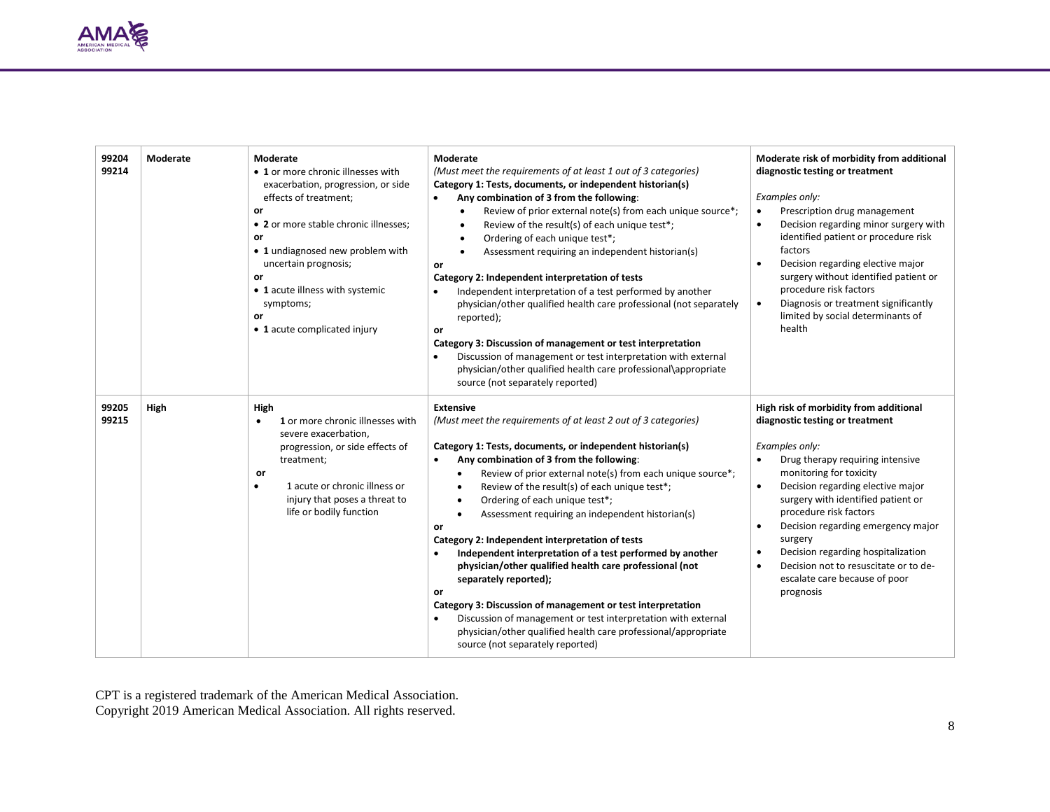| | | | | |
|---|---|---|---|---|
| 99204<br>99214 | **Moderate** | **Moderate**<br>• **1** or more chronic illnesses with exacerbation, progression, or side effects of treatment;<br>**or**<br>• **2** or more stable chronic illnesses;<br>**or**<br>• **1** undiagnosed new problem with uncertain prognosis;<br>**or**<br>• **1** acute illness with systemic symptoms;<br>**or**<br>• **1** acute complicated injury | **Moderate**<br>*(Must meet the requirements of at least 1 out of 3 categories)*<br>**Category 1: Tests, documents, or independent historian(s)**<br>• **Any combination of 3 from the following**:<br>&nbsp;&nbsp;◦ Review of prior external note(s) from each unique source*;<br>&nbsp;&nbsp;◦ Review of the result(s) of each unique test*;<br>&nbsp;&nbsp;◦ Ordering of each unique test*;<br>&nbsp;&nbsp;◦ Assessment requiring an independent historian(s)<br>**or**<br>**Category 2: Independent interpretation of tests**<br>• Independent interpretation of a test performed by another physician/other qualified health care professional (not separately reported);<br>**or**<br>**Category 3: Discussion of management or test interpretation**<br>• Discussion of management or test interpretation with external physician/other qualified health care professional\appropriate source (not separately reported) | **Moderate risk of morbidity from additional diagnostic testing or treatment**<br><br>*Examples only:*<br>• Prescription drug management<br>• Decision regarding minor surgery with identified patient or procedure risk factors<br>• Decision regarding elective major surgery without identified patient or procedure risk factors<br>• Diagnosis or treatment significantly limited by social determinants of health |
| 99205<br>99215 | **High** | **High**<br>• **1** or more chronic illnesses with severe exacerbation, progression, or side effects of treatment;<br>**or**<br>• 1 acute or chronic illness or injury that poses a threat to life or bodily function | **Extensive**<br>*(Must meet the requirements of at least 2 out of 3 categories)*<br><br>**Category 1: Tests, documents, or independent historian(s)**<br>• **Any combination of 3 from the following**:<br>&nbsp;&nbsp;◦ Review of prior external note(s) from each unique source*;<br>&nbsp;&nbsp;◦ Review of the result(s) of each unique test*;<br>&nbsp;&nbsp;◦ Ordering of each unique test*;<br>&nbsp;&nbsp;◦ Assessment requiring an independent historian(s)<br>**or**<br>**Category 2: Independent interpretation of tests**<br>• **Independent interpretation of a test performed by another physician/other qualified health care professional (not separately reported);**<br>**or**<br>**Category 3: Discussion of management or test interpretation**<br>• Discussion of management or test interpretation with external physician/other qualified health care professional/appropriate source (not separately reported) | **High risk of morbidity from additional diagnostic testing or treatment**<br><br>*Examples only:*<br>• Drug therapy requiring intensive monitoring for toxicity<br>• Decision regarding elective major surgery with identified patient or procedure risk factors<br>• Decision regarding emergency major surgery<br>• Decision regarding hospitalization<br>• Decision not to resuscitate or to de-escalate care because of poor prognosis |

CPT is a registered trademark of the American Medical Association.
Copyright 2019 American Medical Association. All rights reserved.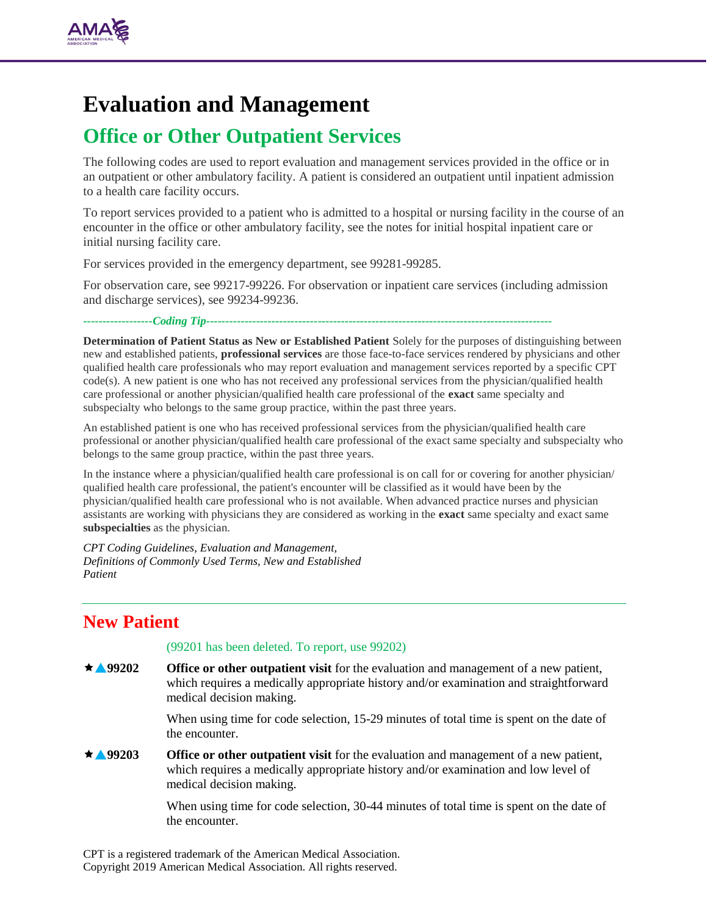# Evaluation and Management

## Office or Other Outpatient Services

The following codes are used to report evaluation and management services provided in the office or in an outpatient or other ambulatory facility. A patient is considered an outpatient until inpatient admission to a health care facility occurs.

To report services provided to a patient who is admitted to a hospital or nursing facility in the course of an encounter in the office or other ambulatory facility, see the notes for initial hospital inpatient care or initial nursing facility care.

For services provided in the emergency department, see 99281-99285.

For observation care, see 99217-99226. For observation or inpatient care services (including admission and discharge services), see 99234-99236.

------------------*Coding Tip*------------------------------------------------------------------------------------------

**Determination of Patient Status as New or Established Patient** Solely for the purposes of distinguishing between new and established patients, **professional services** are those face-to-face services rendered by physicians and other qualified health care professionals who may report evaluation and management services reported by a specific CPT code(s). A new patient is one who has not received any professional services from the physician/qualified health care professional or another physician/qualified health care professional of the **exact** same specialty and subspecialty who belongs to the same group practice, within the past three years.

An established patient is one who has received professional services from the physician/qualified health care professional or another physician/qualified health care professional of the exact same specialty and subspecialty who belongs to the same group practice, within the past three years.

In the instance where a physician/qualified health care professional is on call for or covering for another physician/ qualified health care professional, the patient's encounter will be classified as it would have been by the physician/qualified health care professional who is not available. When advanced practice nurses and physician assistants are working with physicians they are considered as working in the **exact** same specialty and exact same **subspecialties** as the physician.

*CPT Coding Guidelines, Evaluation and Management, Definitions of Commonly Used Terms, New and Established Patient*

---

### New Patient

(99201 has been deleted. To report, use 99202)

★▲**99202** **Office or other outpatient visit** for the evaluation and management of a new patient, which requires a medically appropriate history and/or examination and straightforward medical decision making.

When using time for code selection, 15-29 minutes of total time is spent on the date of the encounter.

★▲**99203** **Office or other outpatient visit** for the evaluation and management of a new patient, which requires a medically appropriate history and/or examination and low level of medical decision making.

When using time for code selection, 30-44 minutes of total time is spent on the date of the encounter.

CPT is a registered trademark of the American Medical Association.
Copyright 2019 American Medical Association. All rights reserved.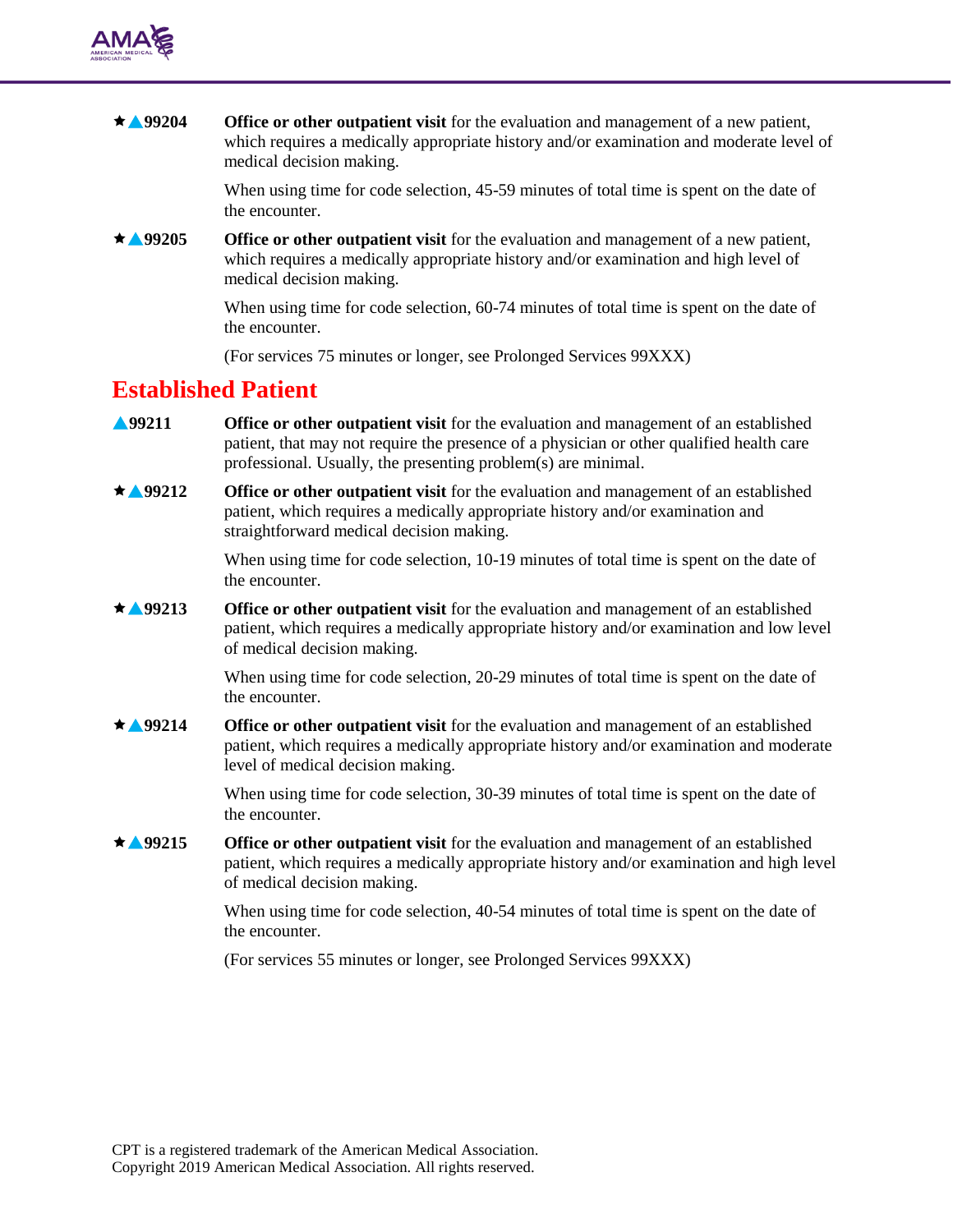★▲**99204** **Office or other outpatient visit** for the evaluation and management of a new patient, which requires a medically appropriate history and/or examination and moderate level of medical decision making.

When using time for code selection, 45-59 minutes of total time is spent on the date of the encounter.

★▲**99205** **Office or other outpatient visit** for the evaluation and management of a new patient, which requires a medically appropriate history and/or examination and high level of medical decision making.

When using time for code selection, 60-74 minutes of total time is spent on the date of the encounter.

(For services 75 minutes or longer, see Prolonged Services 99XXX)

## Established Patient

▲**99211** **Office or other outpatient visit** for the evaluation and management of an established patient, that may not require the presence of a physician or other qualified health care professional. Usually, the presenting problem(s) are minimal.

★▲**99212** **Office or other outpatient visit** for the evaluation and management of an established patient, which requires a medically appropriate history and/or examination and straightforward medical decision making.

When using time for code selection, 10-19 minutes of total time is spent on the date of the encounter.

★▲**99213** **Office or other outpatient visit** for the evaluation and management of an established patient, which requires a medically appropriate history and/or examination and low level of medical decision making.

When using time for code selection, 20-29 minutes of total time is spent on the date of the encounter.

★▲**99214** **Office or other outpatient visit** for the evaluation and management of an established patient, which requires a medically appropriate history and/or examination and moderate level of medical decision making.

When using time for code selection, 30-39 minutes of total time is spent on the date of the encounter.

★▲**99215** **Office or other outpatient visit** for the evaluation and management of an established patient, which requires a medically appropriate history and/or examination and high level of medical decision making.

When using time for code selection, 40-54 minutes of total time is spent on the date of the encounter.

(For services 55 minutes or longer, see Prolonged Services 99XXX)

CPT is a registered trademark of the American Medical Association.
Copyright 2019 American Medical Association. All rights reserved.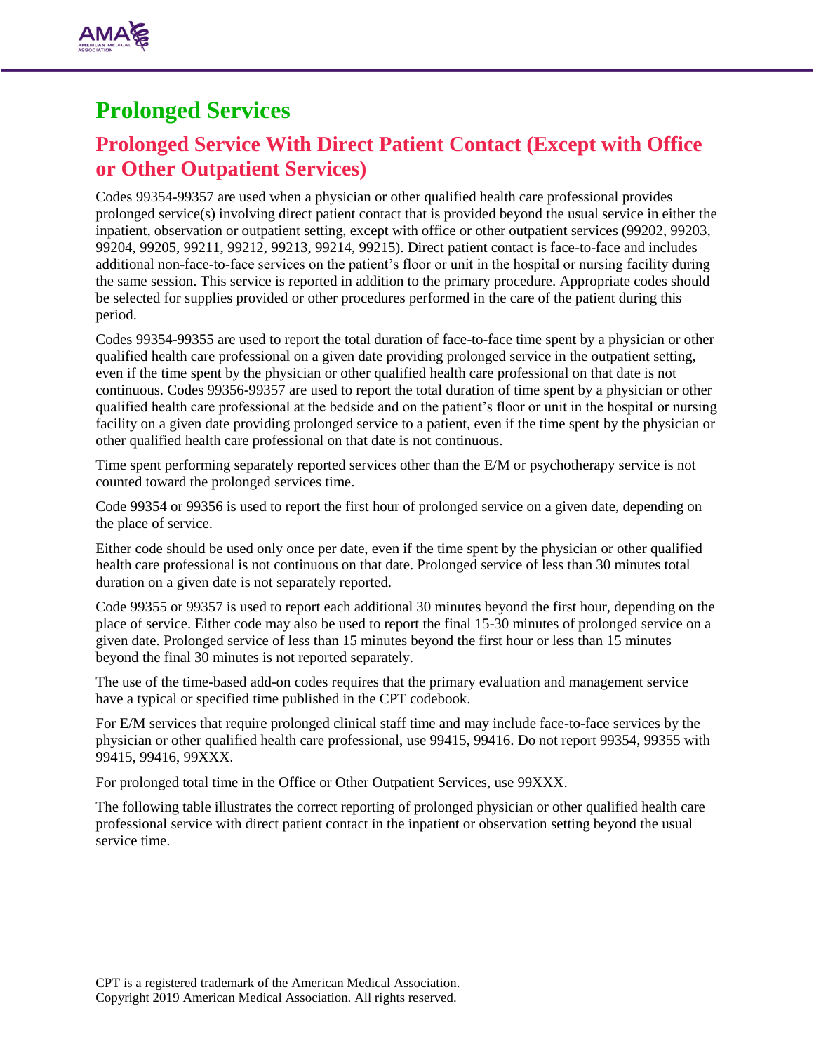# Prolonged Services

## Prolonged Service With Direct Patient Contact (Except with Office or Other Outpatient Services)

Codes 99354-99357 are used when a physician or other qualified health care professional provides prolonged service(s) involving direct patient contact that is provided beyond the usual service in either the inpatient, observation or outpatient setting, except with office or other outpatient services (99202, 99203, 99204, 99205, 99211, 99212, 99213, 99214, 99215). Direct patient contact is face-to-face and includes additional non-face-to-face services on the patient's floor or unit in the hospital or nursing facility during the same session. This service is reported in addition to the primary procedure. Appropriate codes should be selected for supplies provided or other procedures performed in the care of the patient during this period.

Codes 99354-99355 are used to report the total duration of face-to-face time spent by a physician or other qualified health care professional on a given date providing prolonged service in the outpatient setting, even if the time spent by the physician or other qualified health care professional on that date is not continuous. Codes 99356-99357 are used to report the total duration of time spent by a physician or other qualified health care professional at the bedside and on the patient's floor or unit in the hospital or nursing facility on a given date providing prolonged service to a patient, even if the time spent by the physician or other qualified health care professional on that date is not continuous.

Time spent performing separately reported services other than the E/M or psychotherapy service is not counted toward the prolonged services time.

Code 99354 or 99356 is used to report the first hour of prolonged service on a given date, depending on the place of service.

Either code should be used only once per date, even if the time spent by the physician or other qualified health care professional is not continuous on that date. Prolonged service of less than 30 minutes total duration on a given date is not separately reported.

Code 99355 or 99357 is used to report each additional 30 minutes beyond the first hour, depending on the place of service. Either code may also be used to report the final 15-30 minutes of prolonged service on a given date. Prolonged service of less than 15 minutes beyond the first hour or less than 15 minutes beyond the final 30 minutes is not reported separately.

The use of the time-based add-on codes requires that the primary evaluation and management service have a typical or specified time published in the CPT codebook.

For E/M services that require prolonged clinical staff time and may include face-to-face services by the physician or other qualified health care professional, use 99415, 99416. Do not report 99354, 99355 with 99415, 99416, 99XXX.

For prolonged total time in the Office or Other Outpatient Services, use 99XXX.

The following table illustrates the correct reporting of prolonged physician or other qualified health care professional service with direct patient contact in the inpatient or observation setting beyond the usual service time.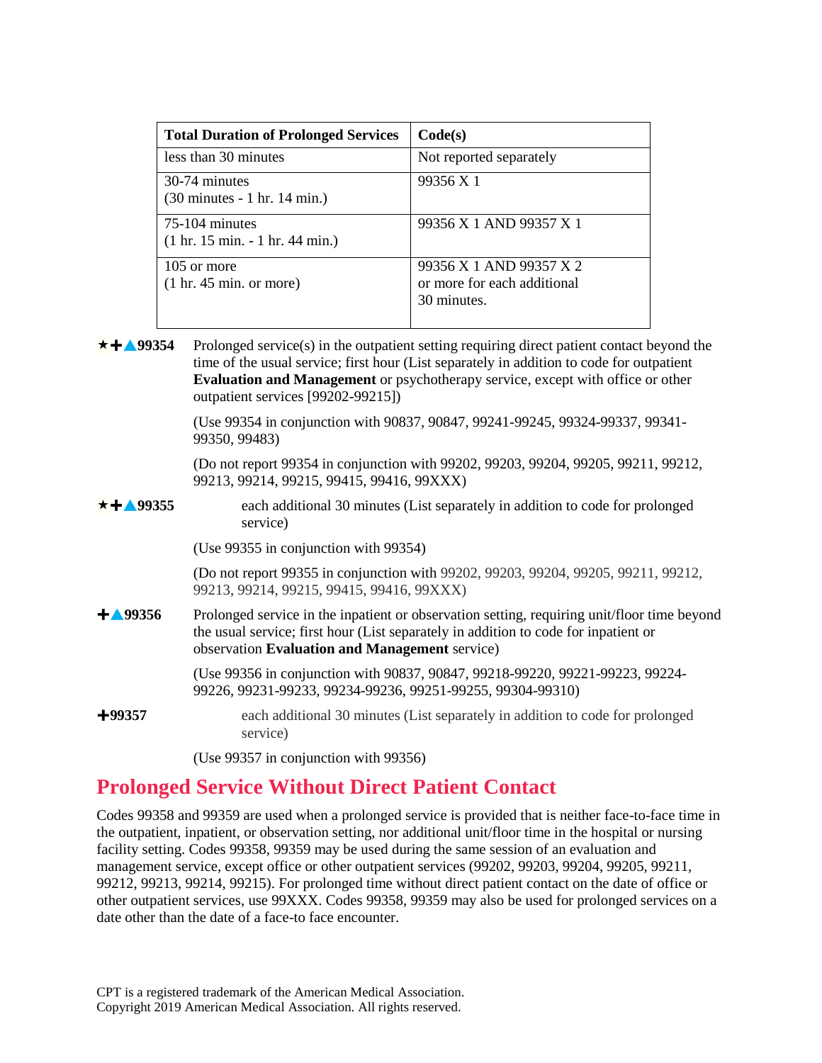| Total Duration of Prolonged Services | Code(s) |
|---|---|
| less than 30 minutes | Not reported separately |
| 30-74 minutes (30 minutes - 1 hr. 14 min.) | 99356 X 1 |
| 75-104 minutes (1 hr. 15 min. - 1 hr. 44 min.) | 99356 X 1 AND 99357 X 1 |
| 105 or more (1 hr. 45 min. or more) | 99356 X 1 AND 99357 X 2 or more for each additional 30 minutes. |

★✚▲**99354** Prolonged service(s) in the outpatient setting requiring direct patient contact beyond the time of the usual service; first hour (List separately in addition to code for outpatient **Evaluation and Management** or psychotherapy service, except with office or other outpatient services [99202-99215])

(Use 99354 in conjunction with 90837, 90847, 99241-99245, 99324-99337, 99341-99350, 99483)

(Do not report 99354 in conjunction with 99202, 99203, 99204, 99205, 99211, 99212, 99213, 99214, 99215, 99415, 99416, 99XXX)

★✚▲**99355** each additional 30 minutes (List separately in addition to code for prolonged service)

(Use 99355 in conjunction with 99354)

(Do not report 99355 in conjunction with 99202, 99203, 99204, 99205, 99211, 99212, 99213, 99214, 99215, 99415, 99416, 99XXX)

✚▲**99356** Prolonged service in the inpatient or observation setting, requiring unit/floor time beyond the usual service; first hour (List separately in addition to code for inpatient or observation **Evaluation and Management** service)

(Use 99356 in conjunction with 90837, 90847, 99218-99220, 99221-99223, 99224-99226, 99231-99233, 99234-99236, 99251-99255, 99304-99310)

✚**99357** each additional 30 minutes (List separately in addition to code for prolonged service)

(Use 99357 in conjunction with 99356)

## Prolonged Service Without Direct Patient Contact

Codes 99358 and 99359 are used when a prolonged service is provided that is neither face-to-face time in the outpatient, inpatient, or observation setting, nor additional unit/floor time in the hospital or nursing facility setting. Codes 99358, 99359 may be used during the same session of an evaluation and management service, except office or other outpatient services (99202, 99203, 99204, 99205, 99211, 99212, 99213, 99214, 99215). For prolonged time without direct patient contact on the date of office or other outpatient services, use 99XXX. Codes 99358, 99359 may also be used for prolonged services on a date other than the date of a face-to face encounter.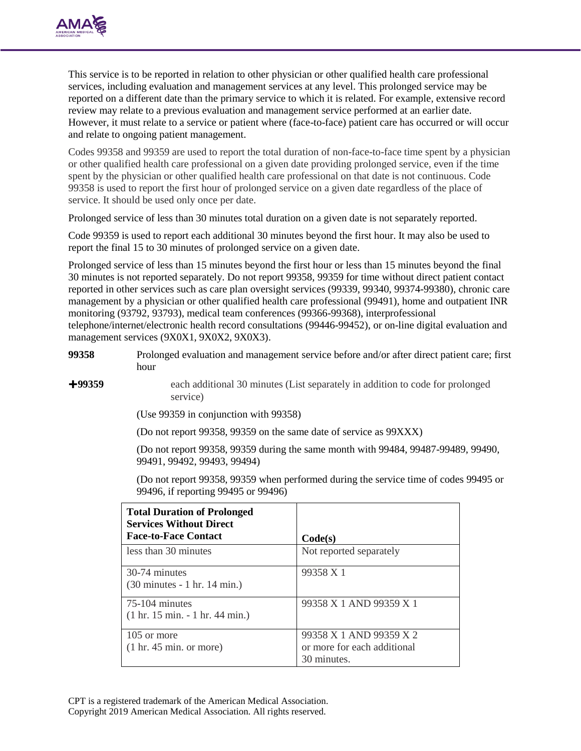This service is to be reported in relation to other physician or other qualified health care professional services, including evaluation and management services at any level. This prolonged service may be reported on a different date than the primary service to which it is related. For example, extensive record review may relate to a previous evaluation and management service performed at an earlier date. However, it must relate to a service or patient where (face-to-face) patient care has occurred or will occur and relate to ongoing patient management.

Codes 99358 and 99359 are used to report the total duration of non-face-to-face time spent by a physician or other qualified health care professional on a given date providing prolonged service, even if the time spent by the physician or other qualified health care professional on that date is not continuous. Code 99358 is used to report the first hour of prolonged service on a given date regardless of the place of service. It should be used only once per date.

Prolonged service of less than 30 minutes total duration on a given date is not separately reported.

Code 99359 is used to report each additional 30 minutes beyond the first hour. It may also be used to report the final 15 to 30 minutes of prolonged service on a given date.

Prolonged service of less than 15 minutes beyond the first hour or less than 15 minutes beyond the final 30 minutes is not reported separately. Do not report 99358, 99359 for time without direct patient contact reported in other services such as care plan oversight services (99339, 99340, 99374-99380), chronic care management by a physician or other qualified health care professional (99491), home and outpatient INR monitoring (93792, 93793), medical team conferences (99366-99368), interprofessional telephone/internet/electronic health record consultations (99446-99452), or on-line digital evaluation and management services (9X0X1, 9X0X2, 9X0X3).

**99358** Prolonged evaluation and management service before and/or after direct patient care; first hour

**+99359** each additional 30 minutes (List separately in addition to code for prolonged service)

(Use 99359 in conjunction with 99358)

(Do not report 99358, 99359 on the same date of service as 99XXX)

(Do not report 99358, 99359 during the same month with 99484, 99487-99489, 99490, 99491, 99492, 99493, 99494)

(Do not report 99358, 99359 when performed during the service time of codes 99495 or 99496, if reporting 99495 or 99496)

| Total Duration of Prolonged Services Without Direct Face-to-Face Contact | Code(s) |
|---|---|
| less than 30 minutes | Not reported separately |
| 30-74 minutes (30 minutes - 1 hr. 14 min.) | 99358 X 1 |
| 75-104 minutes (1 hr. 15 min. - 1 hr. 44 min.) | 99358 X 1 AND 99359 X 1 |
| 105 or more (1 hr. 45 min. or more) | 99358 X 1 AND 99359 X 2 or more for each additional 30 minutes. |

CPT is a registered trademark of the American Medical Association.
Copyright 2019 American Medical Association. All rights reserved.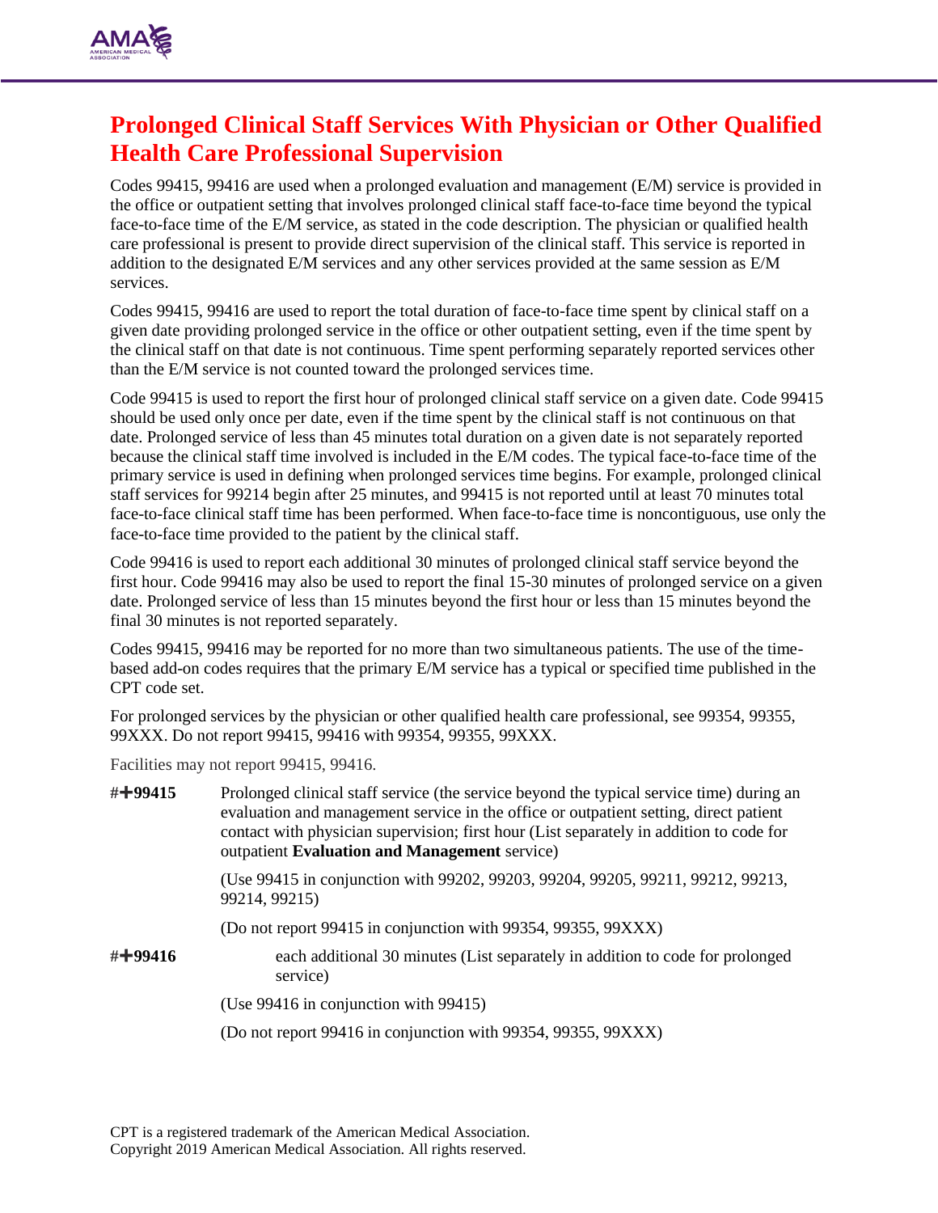# Prolonged Clinical Staff Services With Physician or Other Qualified Health Care Professional Supervision

Codes 99415, 99416 are used when a prolonged evaluation and management (E/M) service is provided in the office or outpatient setting that involves prolonged clinical staff face-to-face time beyond the typical face-to-face time of the E/M service, as stated in the code description. The physician or qualified health care professional is present to provide direct supervision of the clinical staff. This service is reported in addition to the designated E/M services and any other services provided at the same session as E/M services.

Codes 99415, 99416 are used to report the total duration of face-to-face time spent by clinical staff on a given date providing prolonged service in the office or other outpatient setting, even if the time spent by the clinical staff on that date is not continuous. Time spent performing separately reported services other than the E/M service is not counted toward the prolonged services time.

Code 99415 is used to report the first hour of prolonged clinical staff service on a given date. Code 99415 should be used only once per date, even if the time spent by the clinical staff is not continuous on that date. Prolonged service of less than 45 minutes total duration on a given date is not separately reported because the clinical staff time involved is included in the E/M codes. The typical face-to-face time of the primary service is used in defining when prolonged services time begins. For example, prolonged clinical staff services for 99214 begin after 25 minutes, and 99415 is not reported until at least 70 minutes total face-to-face clinical staff time has been performed. When face-to-face time is noncontiguous, use only the face-to-face time provided to the patient by the clinical staff.

Code 99416 is used to report each additional 30 minutes of prolonged clinical staff service beyond the first hour. Code 99416 may also be used to report the final 15-30 minutes of prolonged service on a given date. Prolonged service of less than 15 minutes beyond the first hour or less than 15 minutes beyond the final 30 minutes is not reported separately.

Codes 99415, 99416 may be reported for no more than two simultaneous patients. The use of the time-based add-on codes requires that the primary E/M service has a typical or specified time published in the CPT code set.

For prolonged services by the physician or other qualified health care professional, see 99354, 99355, 99XXX. Do not report 99415, 99416 with 99354, 99355, 99XXX.

Facilities may not report 99415, 99416.

**#✚99415** Prolonged clinical staff service (the service beyond the typical service time) during an evaluation and management service in the office or outpatient setting, direct patient contact with physician supervision; first hour (List separately in addition to code for outpatient **Evaluation and Management** service)

(Use 99415 in conjunction with 99202, 99203, 99204, 99205, 99211, 99212, 99213, 99214, 99215)

(Do not report 99415 in conjunction with 99354, 99355, 99XXX)

**#✚99416** each additional 30 minutes (List separately in addition to code for prolonged service)

(Use 99416 in conjunction with 99415)

(Do not report 99416 in conjunction with 99354, 99355, 99XXX)

CPT is a registered trademark of the American Medical Association.
Copyright 2019 American Medical Association. All rights reserved.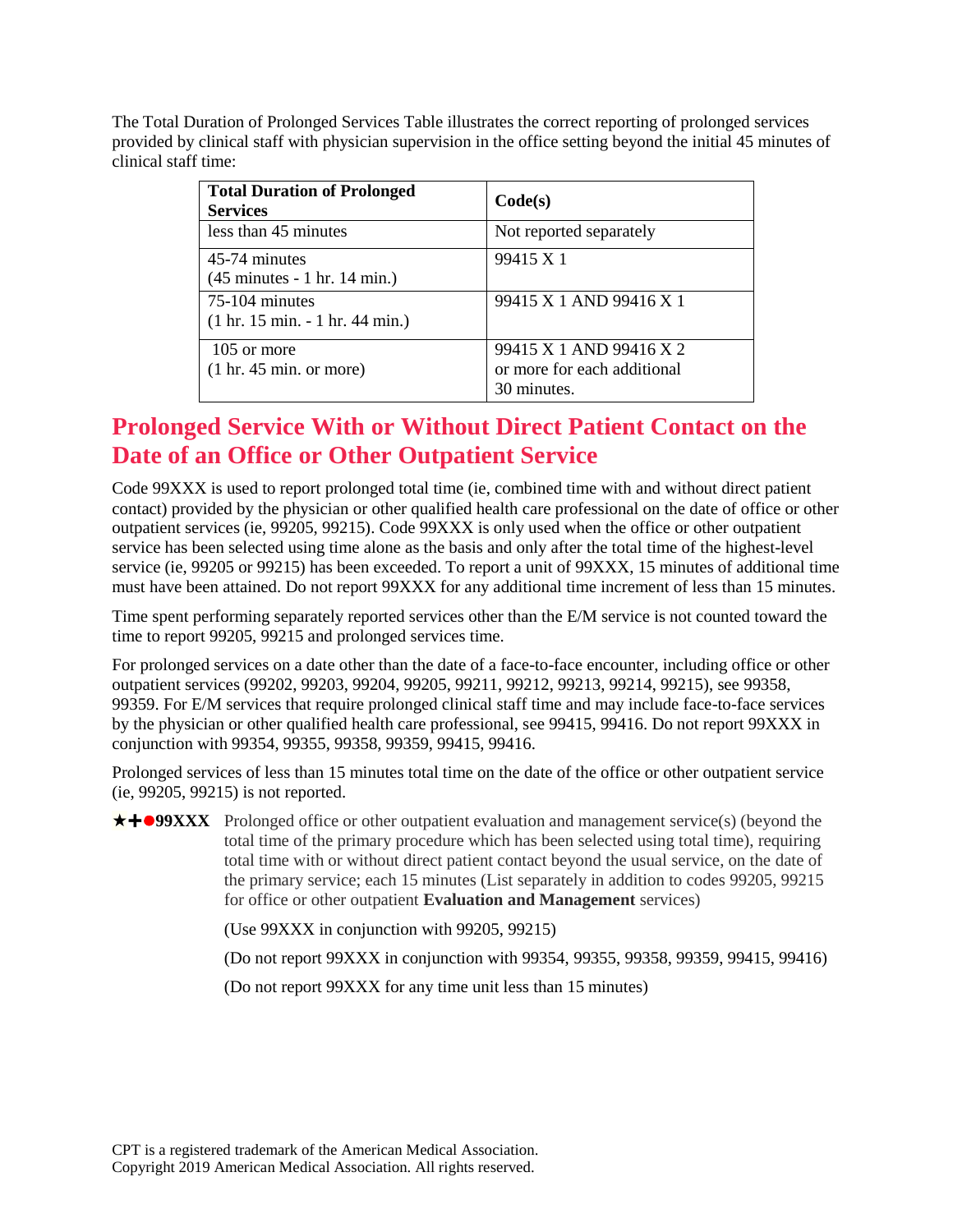The Total Duration of Prolonged Services Table illustrates the correct reporting of prolonged services provided by clinical staff with physician supervision in the office setting beyond the initial 45 minutes of clinical staff time:

| **Total Duration of Prolonged Services** | **Code(s)** |
|---|---|
| less than 45 minutes | Not reported separately |
| 45-74 minutes (45 minutes - 1 hr. 14 min.) | 99415 X 1 |
| 75-104 minutes (1 hr. 15 min. - 1 hr. 44 min.) | 99415 X 1 AND 99416 X 1 |
| 105 or more (1 hr. 45 min. or more) | 99415 X 1 AND 99416 X 2 or more for each additional 30 minutes. |

## Prolonged Service With or Without Direct Patient Contact on the Date of an Office or Other Outpatient Service

Code 99XXX is used to report prolonged total time (ie, combined time with and without direct patient contact) provided by the physician or other qualified health care professional on the date of office or other outpatient services (ie, 99205, 99215). Code 99XXX is only used when the office or other outpatient service has been selected using time alone as the basis and only after the total time of the highest-level service (ie, 99205 or 99215) has been exceeded. To report a unit of 99XXX, 15 minutes of additional time must have been attained. Do not report 99XXX for any additional time increment of less than 15 minutes.

Time spent performing separately reported services other than the E/M service is not counted toward the time to report 99205, 99215 and prolonged services time.

For prolonged services on a date other than the date of a face-to-face encounter, including office or other outpatient services (99202, 99203, 99204, 99205, 99211, 99212, 99213, 99214, 99215), see 99358, 99359. For E/M services that require prolonged clinical staff time and may include face-to-face services by the physician or other qualified health care professional, see 99415, 99416. Do not report 99XXX in conjunction with 99354, 99355, 99358, 99359, 99415, 99416.

Prolonged services of less than 15 minutes total time on the date of the office or other outpatient service (ie, 99205, 99215) is not reported.

★✚●**99XXX** Prolonged office or other outpatient evaluation and management service(s) (beyond the total time of the primary procedure which has been selected using total time), requiring total time with or without direct patient contact beyond the usual service, on the date of the primary service; each 15 minutes (List separately in addition to codes 99205, 99215 for office or other outpatient **Evaluation and Management** services)

(Use 99XXX in conjunction with 99205, 99215)

(Do not report 99XXX in conjunction with 99354, 99355, 99358, 99359, 99415, 99416)

(Do not report 99XXX for any time unit less than 15 minutes)

CPT is a registered trademark of the American Medical Association.
Copyright 2019 American Medical Association. All rights reserved.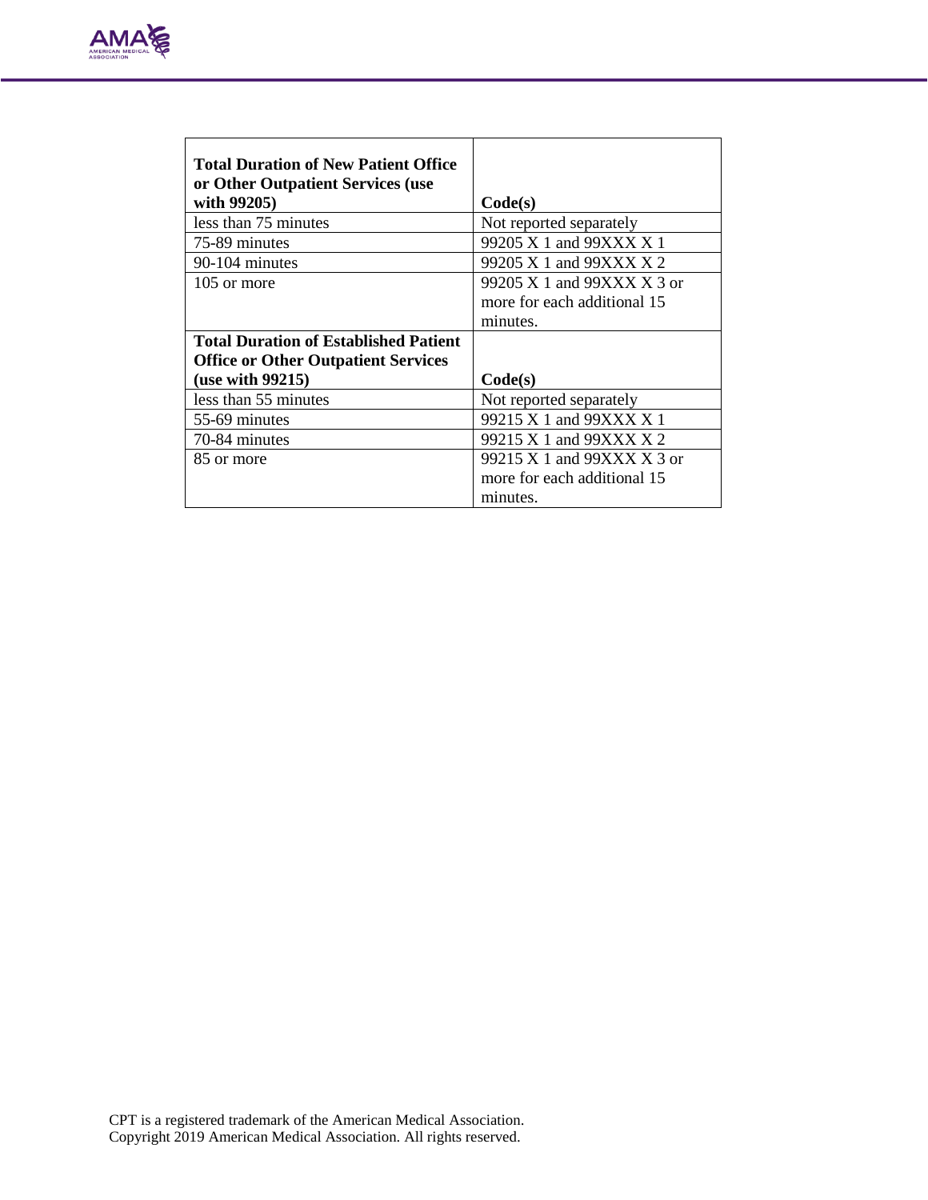| Total Duration of New Patient Office or Other Outpatient Services (use with 99205) | Code(s) |
|---|---|
| less than 75 minutes | Not reported separately |
| 75-89 minutes | 99205 X 1 and 99XXX X 1 |
| 90-104 minutes | 99205 X 1 and 99XXX X 2 |
| 105 or more | 99205 X 1 and 99XXX X 3 or more for each additional 15 minutes. |
| **Total Duration of Established Patient Office or Other Outpatient Services (use with 99215)** | **Code(s)** |
| less than 55 minutes | Not reported separately |
| 55-69 minutes | 99215 X 1 and 99XXX X 1 |
| 70-84 minutes | 99215 X 1 and 99XXX X 2 |
| 85 or more | 99215 X 1 and 99XXX X 3 or more for each additional 15 minutes. |

CPT is a registered trademark of the American Medical Association.
Copyright 2019 American Medical Association. All rights reserved.